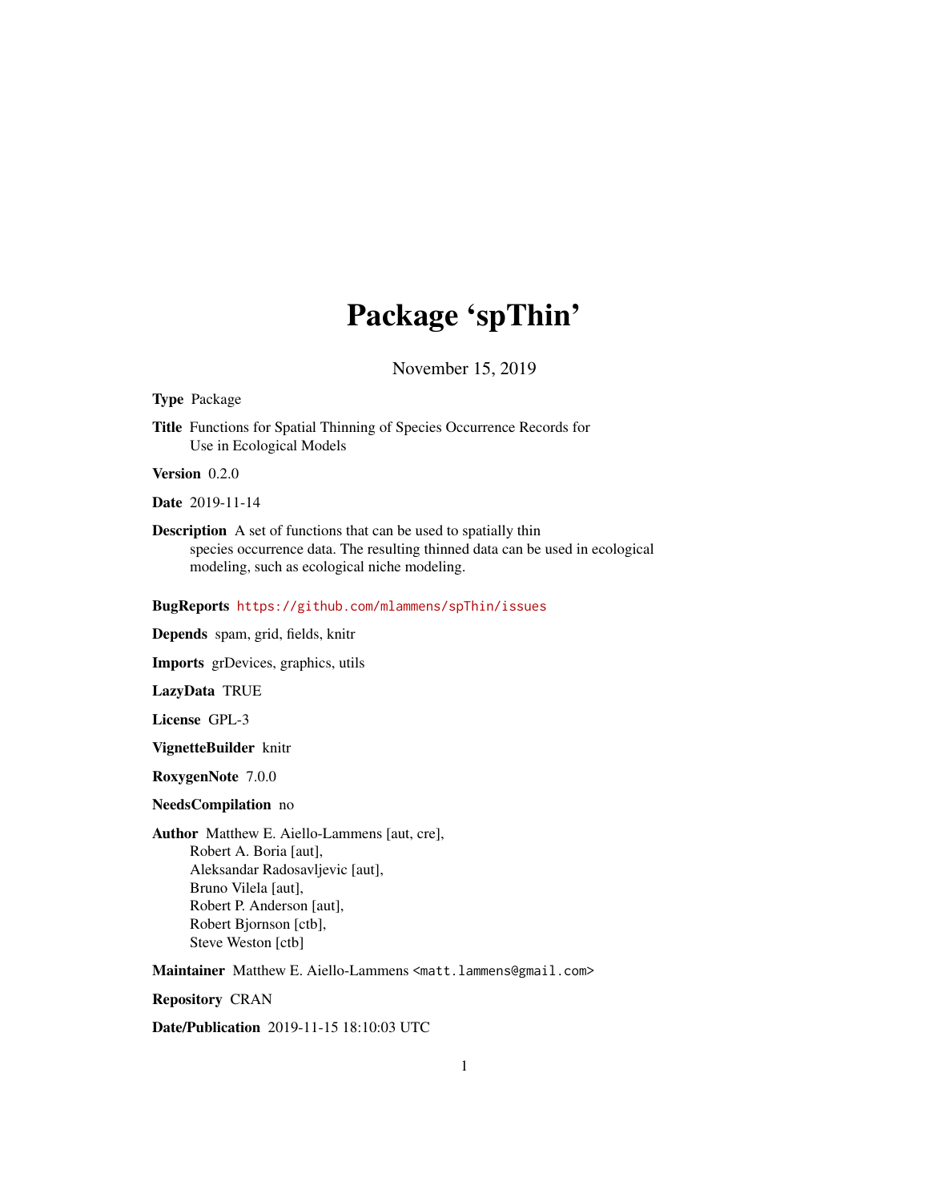# Package 'spThin'

November 15, 2019

**Type** Package

**Title** Functions for Spatial Thinning of Species Occurrence Records for Use in Ecological Models

**Version** 0.2.0

**Date** 2019-11-14

**Description** A set of functions that can be used to spatially thin species occurrence data. The resulting thinned data can be used in ecological modeling, such as ecological niche modeling.

**BugReports** https://github.com/mlammens/spThin/issues

**Depends** spam, grid, fields, knitr

**Imports** grDevices, graphics, utils

**LazyData** TRUE

**License** GPL-3

**VignetteBuilder** knitr

**RoxygenNote** 7.0.0

**NeedsCompilation** no

**Author** Matthew E. Aiello-Lammens [aut, cre],
Robert A. Boria [aut],
Aleksandar Radosavljevic [aut],
Bruno Vilela [aut],
Robert P. Anderson [aut],
Robert Bjornson [ctb],
Steve Weston [ctb]

**Maintainer** Matthew E. Aiello-Lammens <matt.lammens@gmail.com>

**Repository** CRAN

**Date/Publication** 2019-11-15 18:10:03 UTC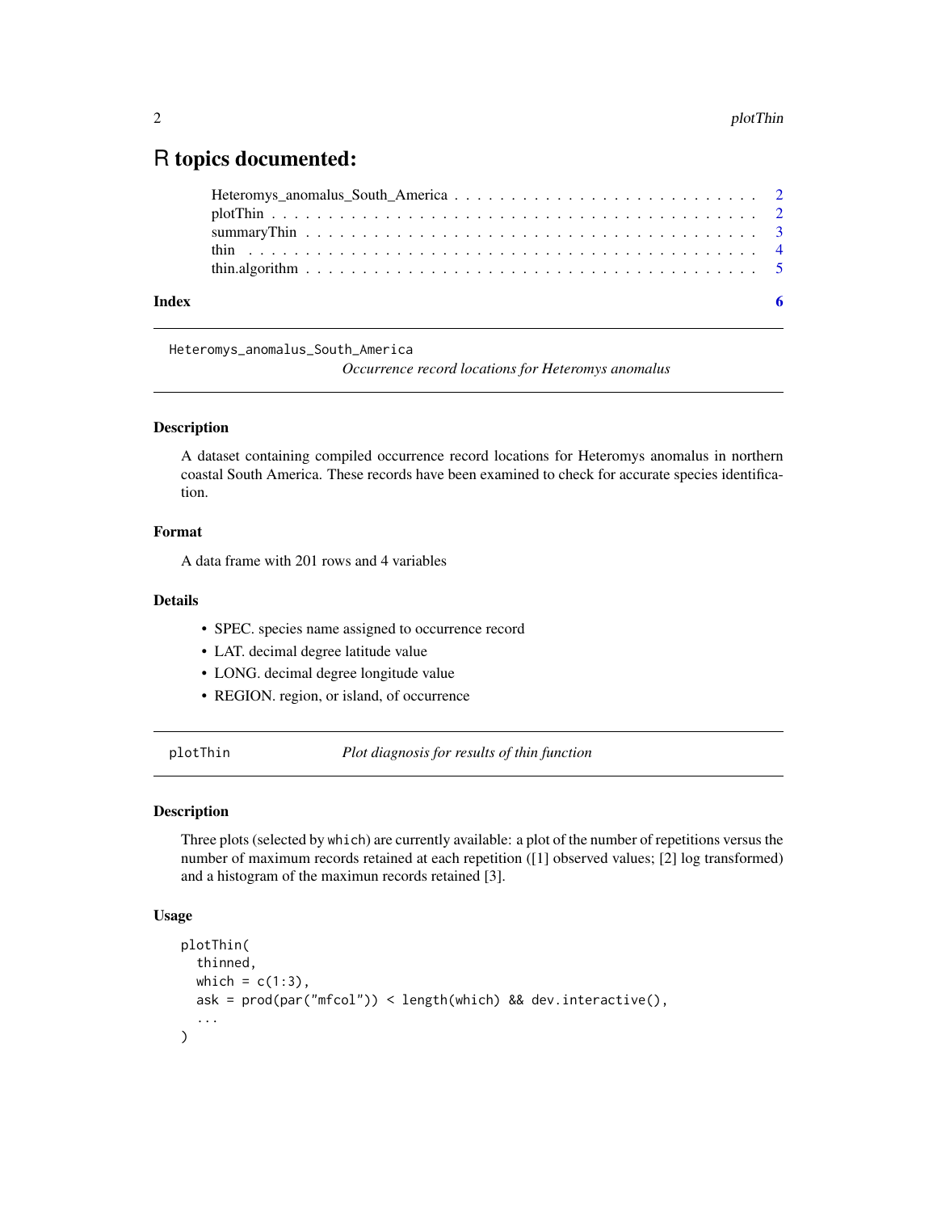# R topics documented:

Heteromys_anomalus_South_America . . . . . . . . . . . . . . . . . . . . . . . . . . 2
plotThin . . . . . . . . . . . . . . . . . . . . . . . . . . . . . . . . . . . . . . . . 2
summaryThin . . . . . . . . . . . . . . . . . . . . . . . . . . . . . . . . . . . . . 3
thin . . . . . . . . . . . . . . . . . . . . . . . . . . . . . . . . . . . . . . . . . . 4
thin.algorithm . . . . . . . . . . . . . . . . . . . . . . . . . . . . . . . . . . . . 5

**Index** **6**

---

`Heteromys_anomalus_South_America` *Occurrence record locations for Heteromys anomalus*

---

### Description

A dataset containing compiled occurrence record locations for Heteromys anomalus in northern coastal South America. These records have been examined to check for accurate species identification.

### Format

A data frame with 201 rows and 4 variables

### Details

- SPEC. species name assigned to occurrence record
- LAT. decimal degree latitude value
- LONG. decimal degree longitude value
- REGION. region, or island, of occurrence

---

`plotThin` *Plot diagnosis for results of thin function*

---

### Description

Three plots (selected by `which`) are currently available: a plot of the number of repetitions versus the number of maximum records retained at each repetition ([1] observed values; [2] log transformed) and a histogram of the maximun records retained [3].

### Usage

```
plotThin(
  thinned,
  which = c(1:3),
  ask = prod(par("mfcol")) < length(which) && dev.interactive(),
  ...
)
```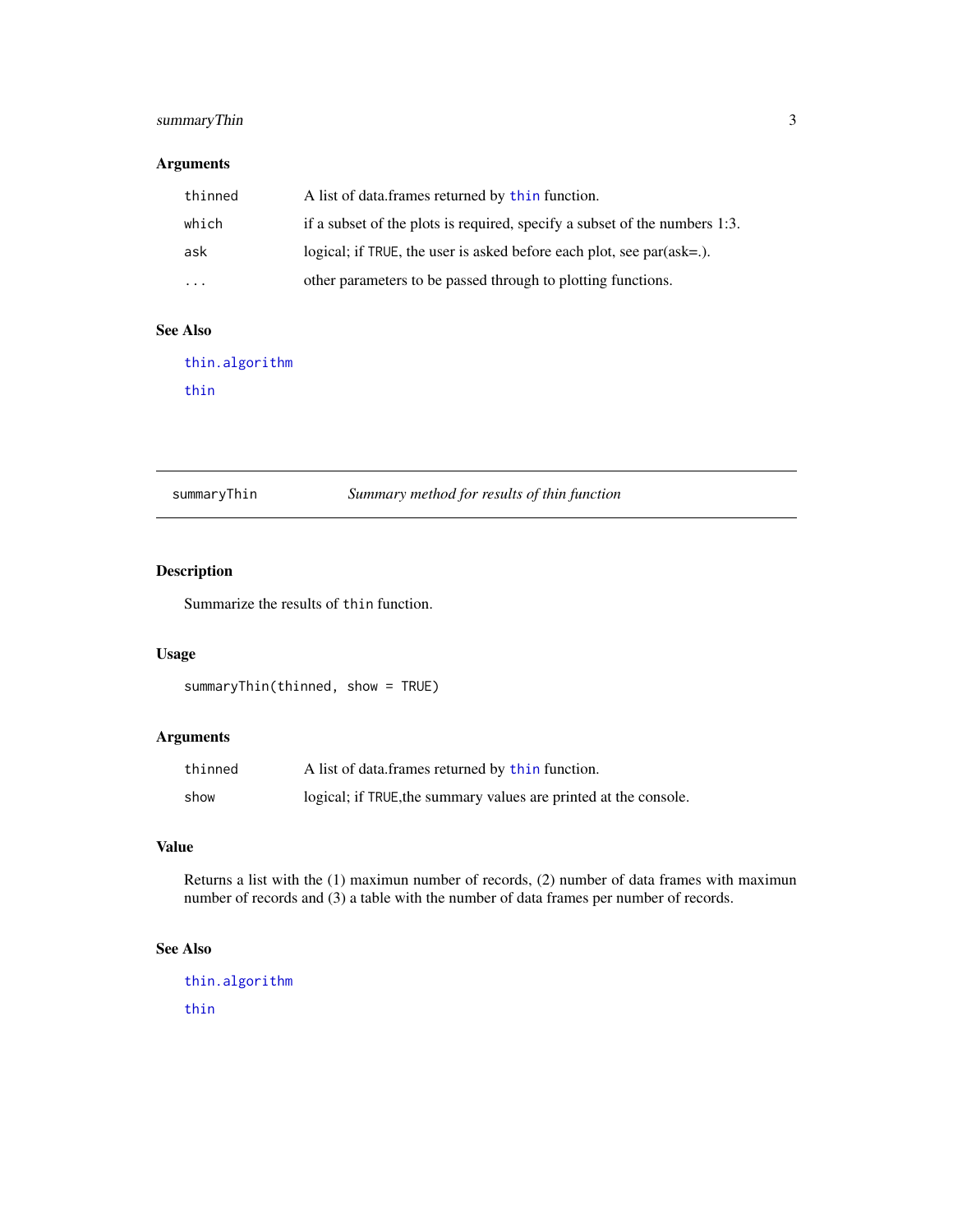## Arguments

| | |
|---|---|
| `thinned` | A list of data.frames returned by `thin` function. |
| `which` | if a subset of the plots is required, specify a subset of the numbers 1:3. |
| `ask` | logical; if `TRUE`, the user is asked before each plot, see par(ask=.). |
| `...` | other parameters to be passed through to plotting functions. |

## See Also

`thin.algorithm`

`thin`

---

# summaryThin — *Summary method for results of thin function*

## Description

Summarize the results of `thin` function.

## Usage

```
summaryThin(thinned, show = TRUE)
```

## Arguments

| | |
|---|---|
| `thinned` | A list of data.frames returned by `thin` function. |
| `show` | logical; if `TRUE`,the summary values are printed at the console. |

## Value

Returns a list with the (1) maximun number of records, (2) number of data frames with maximun number of records and (3) a table with the number of data frames per number of records.

## See Also

`thin.algorithm`

`thin`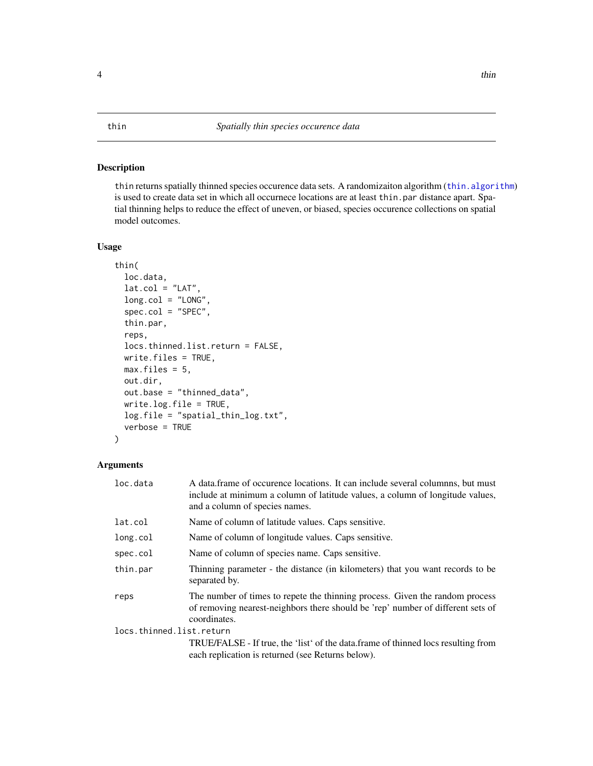thin *Spatially thin species occurence data*

## Description

thin returns spatially thinned species occurence data sets. A randomizaiton algorithm (thin.algorithm) is used to create data set in which all occurnece locations are at least thin.par distance apart. Spatial thinning helps to reduce the effect of uneven, or biased, species occurence collections on spatial model outcomes.

## Usage

```
thin(
  loc.data,
  lat.col = "LAT",
  long.col = "LONG",
  spec.col = "SPEC",
  thin.par,
  reps,
  locs.thinned.list.return = FALSE,
  write.files = TRUE,
  max.files = 5,
  out.dir,
  out.base = "thinned_data",
  write.log.file = TRUE,
  log.file = "spatial_thin_log.txt",
  verbose = TRUE
)
```

## Arguments

| | |
|---|---|
| loc.data | A data.frame of occurence locations. It can include several columnns, but must include at minimum a column of latitude values, a column of longitude values, and a column of species names. |
| lat.col | Name of column of latitude values. Caps sensitive. |
| long.col | Name of column of longitude values. Caps sensitive. |
| spec.col | Name of column of species name. Caps sensitive. |
| thin.par | Thinning parameter - the distance (in kilometers) that you want records to be separated by. |
| reps | The number of times to repete the thinning process. Given the random process of removing nearest-neighbors there should be 'rep' number of different sets of coordinates. |
| locs.thinned.list.return | TRUE/FALSE - If true, the 'list' of the data.frame of thinned locs resulting from each replication is returned (see Returns below). |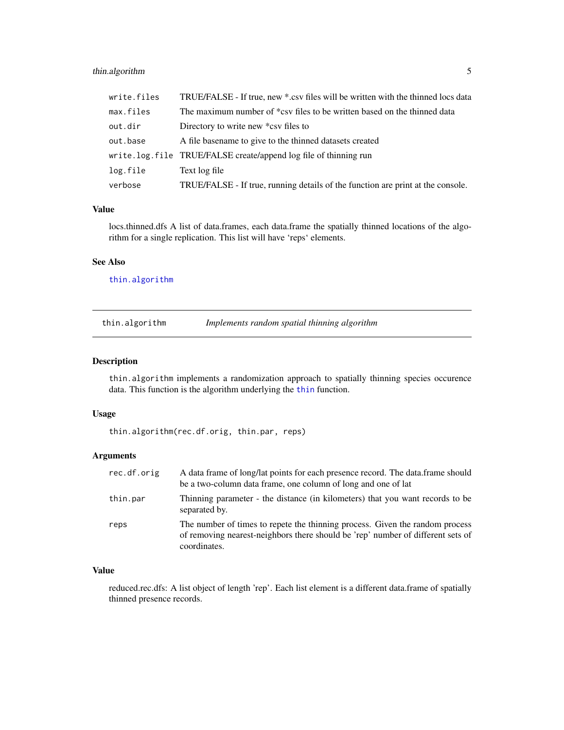| | |
|---|---|
| write.files | TRUE/FALSE - If true, new *.csv files will be written with the thinned locs data |
| max.files | The maximum number of *csv files to be written based on the thinned data |
| out.dir | Directory to write new *csv files to |
| out.base | A file basename to give to the thinned datasets created |
| write.log.file | TRUE/FALSE create/append log file of thinning run |
| log.file | Text log file |
| verbose | TRUE/FALSE - If true, running details of the function are print at the console. |

### Value

locs.thinned.dfs A list of data.frames, each data.frame the spatially thinned locations of the algorithm for a single replication. This list will have 'reps' elements.

### See Also

thin.algorithm

---

## thin.algorithm — *Implements random spatial thinning algorithm*

### Description

thin.algorithm implements a randomization approach to spatially thinning species occurence data. This function is the algorithm underlying the thin function.

### Usage

```
thin.algorithm(rec.df.orig, thin.par, reps)
```

### Arguments

| | |
|---|---|
| rec.df.orig | A data frame of long/lat points for each presence record. The data.frame should be a two-column data frame, one column of long and one of lat |
| thin.par | Thinning parameter - the distance (in kilometers) that you want records to be separated by. |
| reps | The number of times to repete the thinning process. Given the random process of removing nearest-neighbors there should be 'rep' number of different sets of coordinates. |

### Value

reduced.rec.dfs: A list object of length 'rep'. Each list element is a different data.frame of spatially thinned presence records.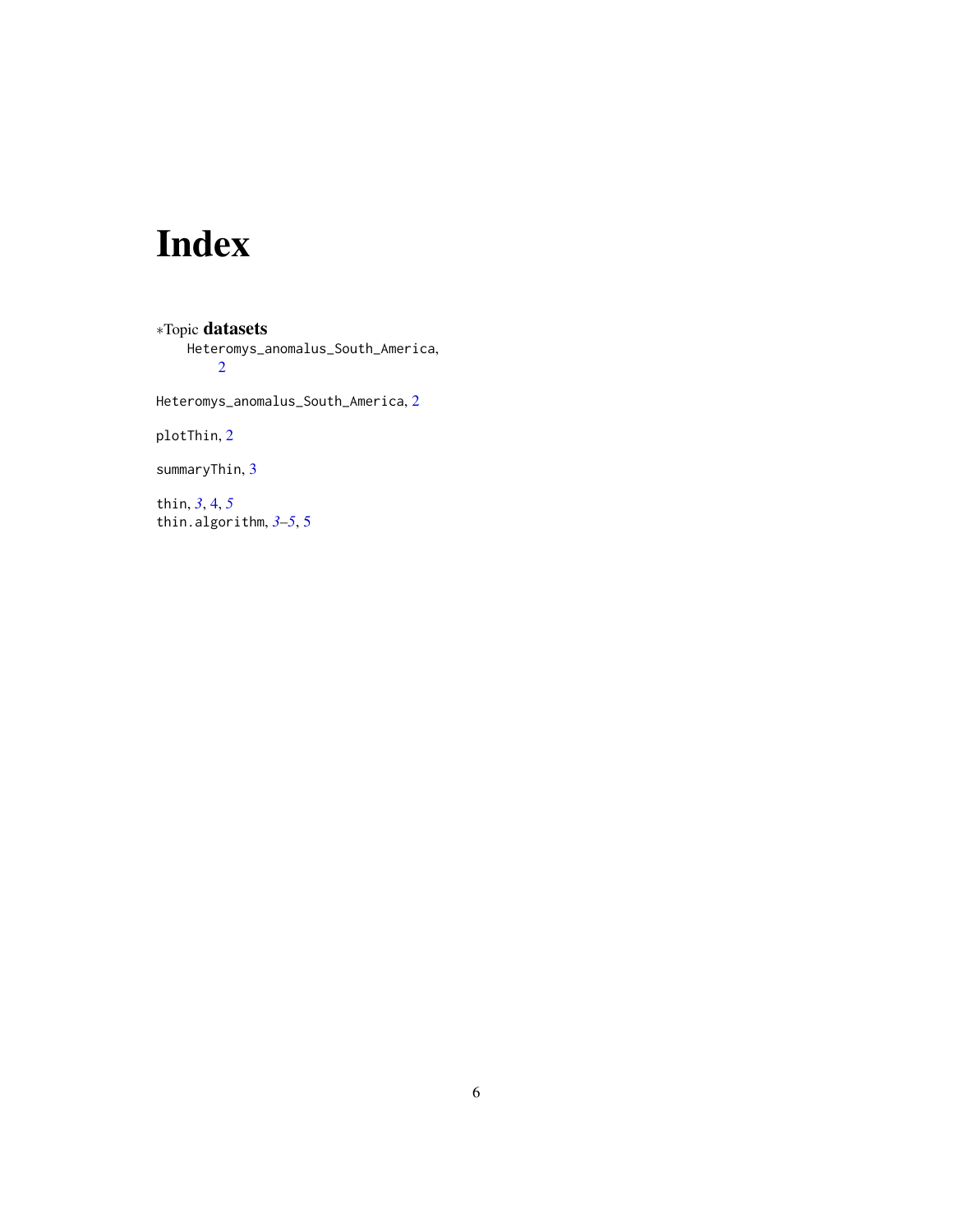# Index

*Topic **datasets**
    Heteromys_anomalus_South_America, 2

Heteromys_anomalus_South_America, 2

plotThin, 2

summaryThin, 3

thin, *3*, 4, *5*
thin.algorithm, *3–5*, 5